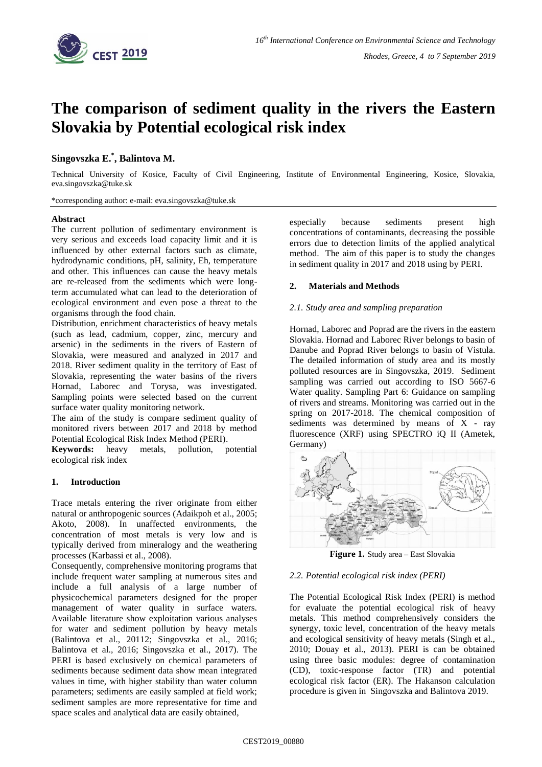# The comparison of sediment quality in the rivers the Eastern Slovakia by Potential ecological risk index

## Singovszka E.[*], Balintova M.

Technical University of Kosice, Faculty of Civil Engineering, Institute of Environmental Engineering, Kosice, Slovakia, eva.singovszka@tuke.sk

*corresponding author: e-mail: eva.singovszka@tuke.sk

**Abstract**

The current pollution of sedimentary environment is very serious and exceeds load capacity limit and it is influenced by other external factors such as climate, hydrodynamic conditions, pH, salinity, Eh, temperature and other. This influences can cause the heavy metals are re-released from the sediments which were long-term accumulated what can lead to the deterioration of ecological environment and even pose a threat to the organisms through the food chain.

Distribution, enrichment characteristics of heavy metals (such as lead, cadmium, copper, zinc, mercury and arsenic) in the sediments in the rivers of Eastern of Slovakia, were measured and analyzed in 2017 and 2018. River sediment quality in the territory of East of Slovakia, representing the water basins of the rivers Hornad, Laborec and Torysa, was investigated. Sampling points were selected based on the current surface water quality monitoring network.

The aim of the study is compare sediment quality of monitored rivers between 2017 and 2018 by method Potential Ecological Risk Index Method (PERI).

**Keywords:** heavy metals, pollution, potential ecological risk index

## 1. Introduction

Trace metals entering the river originate from either natural or anthropogenic sources (Adaikpoh et al., 2005; Akoto, 2008). In unaffected environments, the concentration of most metals is very low and is typically derived from mineralogy and the weathering processes (Karbassi et al., 2008).

Consequently, comprehensive monitoring programs that include frequent water sampling at numerous sites and include a full analysis of a large number of physicochemical parameters designed for the proper management of water quality in surface waters. Available literature show exploitation various analyses for water and sediment pollution by heavy metals (Balintova et al., 20112; Singovszka et al., 2016; Balintova et al., 2016; Singovszka et al., 2017). The PERI is based exclusively on chemical parameters of sediments because sediment data show mean integrated values in time, with higher stability than water column parameters; sediments are easily sampled at field work; sediment samples are more representative for time and space scales and analytical data are easily obtained, especially because sediments present high concentrations of contaminants, decreasing the possible errors due to detection limits of the applied analytical method. The aim of this paper is to study the changes in sediment quality in 2017 and 2018 using by PERI.

## 2. Materials and Methods

### *2.1. Study area and sampling preparation*

Hornad, Laborec and Poprad are the rivers in the eastern Slovakia. Hornad and Laborec River belongs to basin of Danube and Poprad River belongs to basin of Vistula. The detailed information of study area and its mostly polluted resources are in Singovszka, 2019. Sediment sampling was carried out according to ISO 5667-6 Water quality. Sampling Part 6: Guidance on sampling of rivers and streams. Monitoring was carried out in the spring on 2017-2018. The chemical composition of sediments was determined by means of X - ray fluorescence (XRF) using SPECTRO iQ II (Ametek, Germany)

**Figure 1.** Study area – East Slovakia

### *2.2. Potential ecological risk index (PERI)*

The Potential Ecological Risk Index (PERI) is method for evaluate the potential ecological risk of heavy metals. This method comprehensively considers the synergy, toxic level, concentration of the heavy metals and ecological sensitivity of heavy metals (Singh et al., 2010; Douay et al., 2013). PERI is can be obtained using three basic modules: degree of contamination (CD), toxic-response factor (TR) and potential ecological risk factor (ER). The Hakanson calculation procedure is given in Singovszka and Balintova 2019.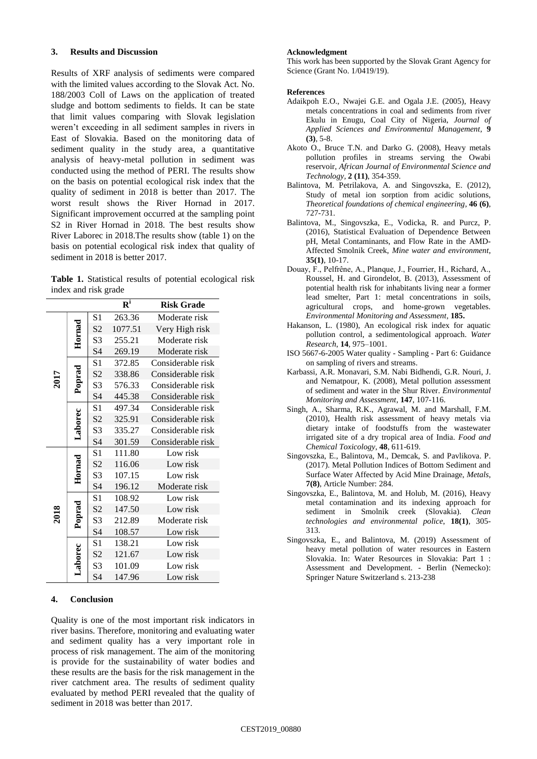## 3. Results and Discussion

Results of XRF analysis of sediments were compared with the limited values according to the Slovak Act. No. 188/2003 Coll of Laws on the application of treated sludge and bottom sediments to fields. It can be state that limit values comparing with Slovak legislation weren't exceeding in all sediment samples in rivers in East of Slovakia. Based on the monitoring data of sediment quality in the study area, a quantitative analysis of heavy-metal pollution in sediment was conducted using the method of PERI. The results show on the basis on potential ecological risk index that the quality of sediment in 2018 is better than 2017. The worst result shows the River Hornad in 2017. Significant improvement occurred at the sampling point S2 in River Hornad in 2018. The best results show River Laborec in 2018.The results show (table 1) on the basis on potential ecological risk index that quality of sediment in 2018 is better 2017.

**Table 1.** Statistical results of potential ecological risk index and risk grade

| | | | $R^i$ | Risk Grade |
|---|---|---|---|---|
| 2017 | Hornad | S1 | 263.36 | Moderate risk |
| | | S2 | 1077.51 | Very High risk |
| | | S3 | 255.21 | Moderate risk |
| | | S4 | 269.19 | Moderate risk |
| | Poprad | S1 | 372.85 | Considerable risk |
| | | S2 | 338.86 | Considerable risk |
| | | S3 | 576.33 | Considerable risk |
| | | S4 | 445.38 | Considerable risk |
| | Laborec | S1 | 497.34 | Considerable risk |
| | | S2 | 325.91 | Considerable risk |
| | | S3 | 335.27 | Considerable risk |
| | | S4 | 301.59 | Considerable risk |
| 2018 | Hornad | S1 | 111.80 | Low risk |
| | | S2 | 116.06 | Low risk |
| | | S3 | 107.15 | Low risk |
| | | S4 | 196.12 | Moderate risk |
| | Poprad | S1 | 108.92 | Low risk |
| | | S2 | 147.50 | Low risk |
| | | S3 | 212.89 | Moderate risk |
| | | S4 | 108.57 | Low risk |
| | Laborec | S1 | 138.21 | Low risk |
| | | S2 | 121.67 | Low risk |
| | | S3 | 101.09 | Low risk |
| | | S4 | 147.96 | Low risk |

## 4. Conclusion

Quality is one of the most important risk indicators in river basins. Therefore, monitoring and evaluating water and sediment quality has a very important role in process of risk management. The aim of the monitoring is provide for the sustainability of water bodies and these results are the basis for the risk management in the river catchment area. The results of sediment quality evaluated by method PERI revealed that the quality of sediment in 2018 was better than 2017.

**Acknowledgment**

This work has been supported by the Slovak Grant Agency for Science (Grant No. 1/0419/19).

**References**

Adaikpoh E.O., Nwajei G.E. and Ogala J.E. (2005), Heavy metals concentrations in coal and sediments from river Ekulu in Enugu, Coal City of Nigeria, *Journal of Applied Sciences and Environmental Management*, **9 (3)**, 5-8.

Akoto O., Bruce T.N. and Darko G. (2008), Heavy metals pollution profiles in streams serving the Owabi reservoir, *African Journal of Environmental Science and Technology*, **2 (11)**, 354-359.

Balintova, M. Petrilakova, A. and Singovszka, E. (2012), Study of metal ion sorption from acidic solutions, *Theoretical foundations of chemical engineering*, **46 (6)**, 727-731.

Balintova, M., Singovszka, E., Vodicka, R. and Purcz, P. (2016), Statistical Evaluation of Dependence Between pH, Metal Contaminants, and Flow Rate in the AMD-Affected Smolnik Creek, *Mine water and environment*, **35(1)**, 10-17.

Douay, F., Pelfrêne, A., Planque, J., Fourrier, H., Richard, A., Roussel, H. and Girondelot, B. (2013), Assessment of potential health risk for inhabitants living near a former lead smelter, Part 1: metal concentrations in soils, agricultural crops, and home-grown vegetables. *Environmental Monitoring and Assessment*, **185.**

Hakanson, L. (1980), An ecological risk index for aquatic pollution control, a sedimentological approach. *Water Research*, **14**, 975–1001.

ISO 5667-6-2005 Water quality - Sampling - Part 6: Guidance on sampling of rivers and streams.

Karbassi, A.R. Monavari, S.M. Nabi Bidhendi, G.R. Nouri, J. and Nematpour, K. (2008), Metal pollution assessment of sediment and water in the Shur River. *Environmental Monitoring and Assessment*, **147**, 107-116.

Singh, A., Sharma, R.K., Agrawal, M. and Marshall, F.M. (2010), Health risk assessment of heavy metals via dietary intake of foodstuffs from the wastewater irrigated site of a dry tropical area of India. *Food and Chemical Toxicology*, **48**, 611-619.

Singovszka, E., Balintova, M., Demcak, S. and Pavlikova. P. (2017). Metal Pollution Indices of Bottom Sediment and Surface Water Affected by Acid Mine Drainage, *Metals*, **7(8)**, Article Number: 284.

Singovszka, E., Balintova, M. and Holub, M. (2016), Heavy metal contamination and its indexing approach for sediment in Smolnik creek (Slovakia). *Clean technologies and environmental police*, **18(1)**, 305-313.

Singovszka, E., and Balintova, M. (2019) Assessment of heavy metal pollution of water resources in Eastern Slovakia. In: Water Resources in Slovakia: Part 1 : Assessment and Development. - Berlin (Nemecko): Springer Nature Switzerland s. 213-238